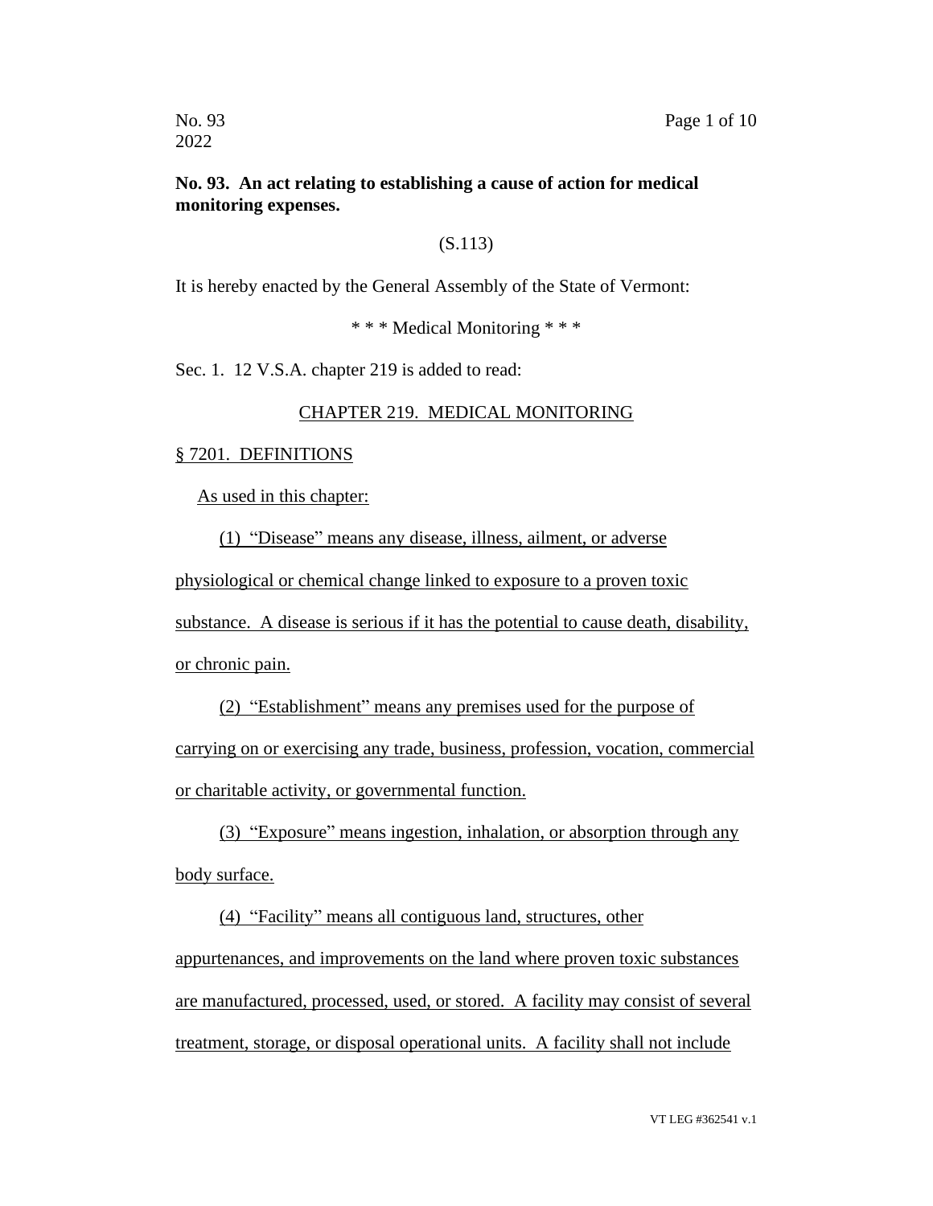**No. 93. An act relating to establishing a cause of action for medical monitoring expenses.**

(S.113)

It is hereby enacted by the General Assembly of the State of Vermont:

\* \* \* Medical Monitoring \* \* \*

Sec. 1. 12 V.S.A. chapter 219 is added to read:

CHAPTER 219. MEDICAL MONITORING

§ 7201. DEFINITIONS

As used in this chapter:

(1) "Disease" means any disease, illness, ailment, or adverse physiological or chemical change linked to exposure to a proven toxic substance. A disease is serious if it has the potential to cause death, disability, or chronic pain.

(2) "Establishment" means any premises used for the purpose of carrying on or exercising any trade, business, profession, vocation, commercial or charitable activity, or governmental function.

(3) "Exposure" means ingestion, inhalation, or absorption through any body surface.

(4) "Facility" means all contiguous land, structures, other appurtenances, and improvements on the land where proven toxic substances are manufactured, processed, used, or stored. A facility may consist of several treatment, storage, or disposal operational units. A facility shall not include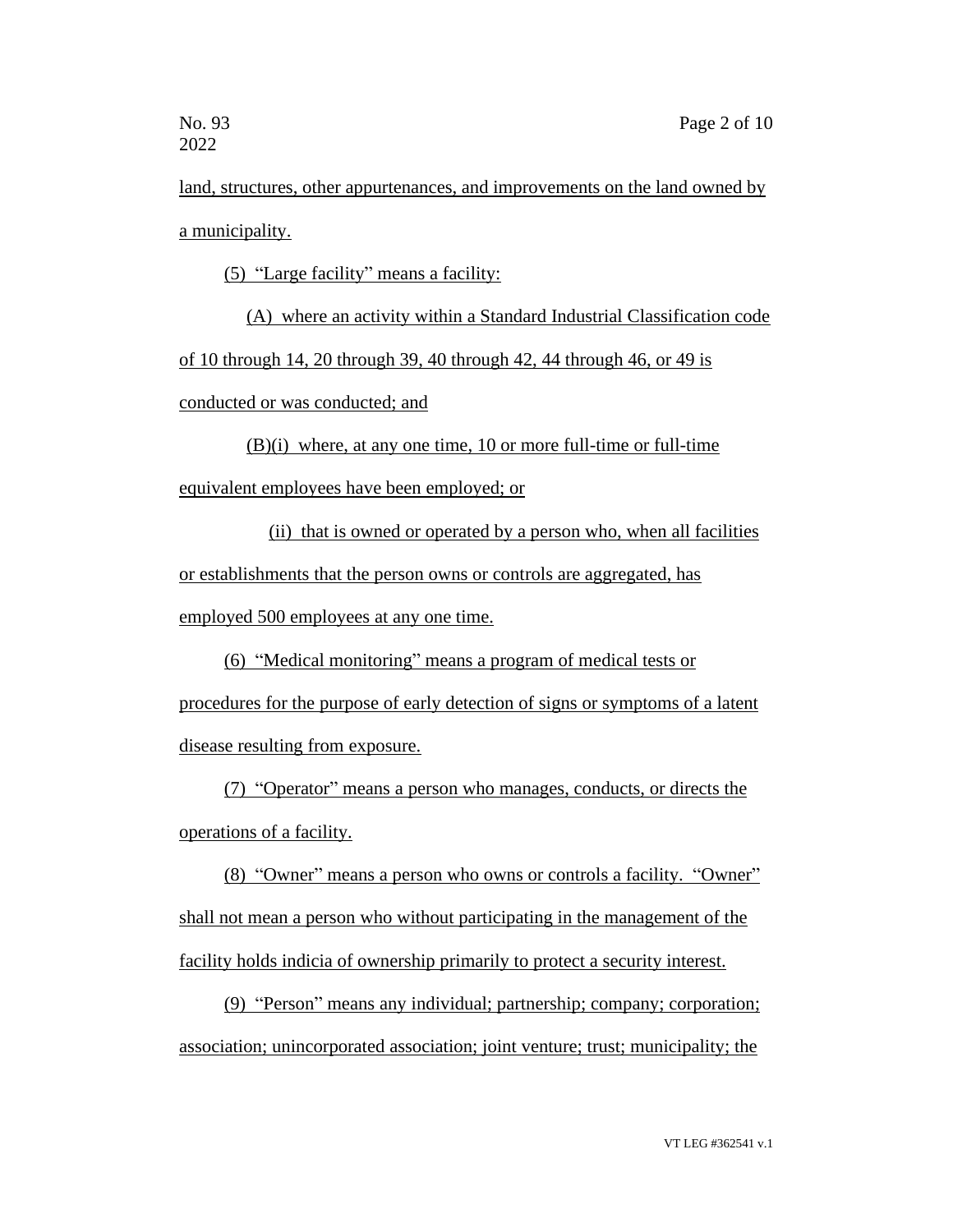land, structures, other appurtenances, and improvements on the land owned by a municipality.

(5) "Large facility" means a facility:

(A) where an activity within a Standard Industrial Classification code of 10 through 14, 20 through 39, 40 through 42, 44 through 46, or 49 is conducted or was conducted; and

(B)(i) where, at any one time, 10 or more full-time or full-time equivalent employees have been employed; or

(ii) that is owned or operated by a person who, when all facilities or establishments that the person owns or controls are aggregated, has employed 500 employees at any one time.

(6) "Medical monitoring" means a program of medical tests or procedures for the purpose of early detection of signs or symptoms of a latent disease resulting from exposure.

(7) "Operator" means a person who manages, conducts, or directs the operations of a facility.

(8) "Owner" means a person who owns or controls a facility. "Owner" shall not mean a person who without participating in the management of the facility holds indicia of ownership primarily to protect a security interest.

(9) "Person" means any individual; partnership; company; corporation; association; unincorporated association; joint venture; trust; municipality; the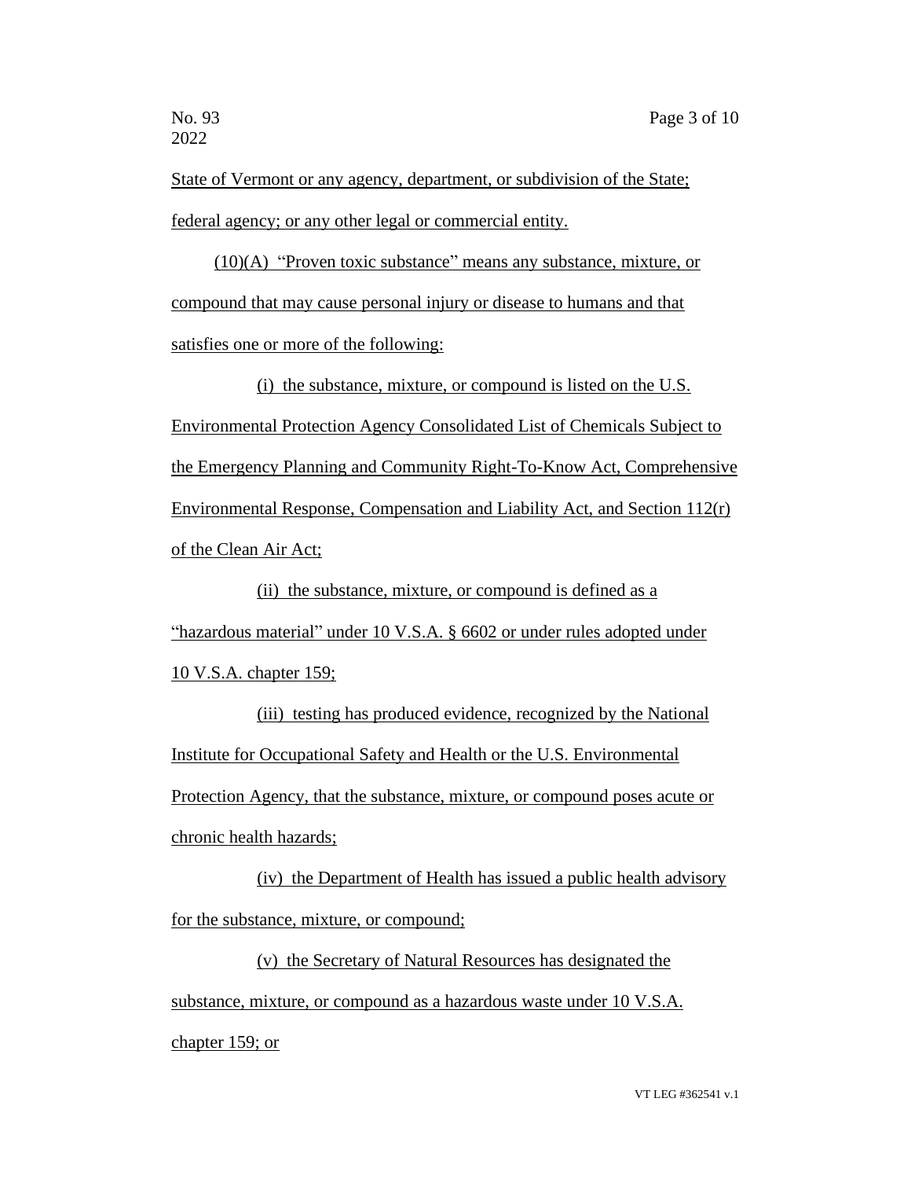State of Vermont or any agency, department, or subdivision of the State; federal agency; or any other legal or commercial entity.

(10)(A) "Proven toxic substance" means any substance, mixture, or compound that may cause personal injury or disease to humans and that satisfies one or more of the following:

(i) the substance, mixture, or compound is listed on the U.S. Environmental Protection Agency Consolidated List of Chemicals Subject to the Emergency Planning and Community Right-To-Know Act, Comprehensive Environmental Response, Compensation and Liability Act, and Section 112(r) of the Clean Air Act;

(ii) the substance, mixture, or compound is defined as a "hazardous material" under 10 V.S.A. § 6602 or under rules adopted under 10 V.S.A. chapter 159;

(iii) testing has produced evidence, recognized by the National Institute for Occupational Safety and Health or the U.S. Environmental Protection Agency, that the substance, mixture, or compound poses acute or chronic health hazards;

(iv) the Department of Health has issued a public health advisory for the substance, mixture, or compound;

(v) the Secretary of Natural Resources has designated the substance, mixture, or compound as a hazardous waste under 10 V.S.A. chapter 159; or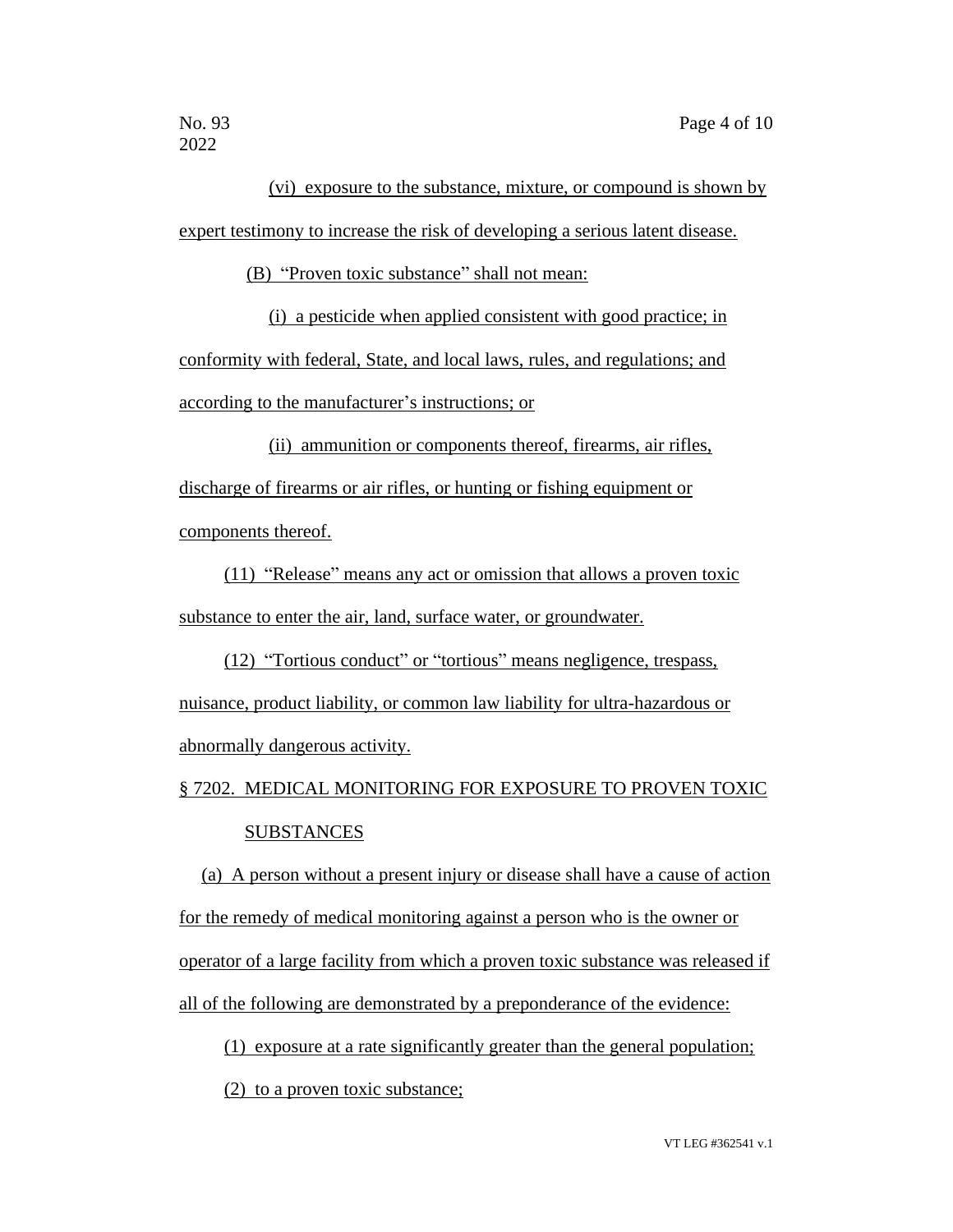(vi) exposure to the substance, mixture, or compound is shown by expert testimony to increase the risk of developing a serious latent disease.

(B) "Proven toxic substance" shall not mean:

(i) a pesticide when applied consistent with good practice; in conformity with federal, State, and local laws, rules, and regulations; and according to the manufacturer's instructions; or

(ii) ammunition or components thereof, firearms, air rifles, discharge of firearms or air rifles, or hunting or fishing equipment or components thereof.

(11) "Release" means any act or omission that allows a proven toxic substance to enter the air, land, surface water, or groundwater.

(12) "Tortious conduct" or "tortious" means negligence, trespass, nuisance, product liability, or common law liability for ultra-hazardous or abnormally dangerous activity.

§ 7202. MEDICAL MONITORING FOR EXPOSURE TO PROVEN TOXIC SUBSTANCES

(a) A person without a present injury or disease shall have a cause of action for the remedy of medical monitoring against a person who is the owner or operator of a large facility from which a proven toxic substance was released if all of the following are demonstrated by a preponderance of the evidence:

(1) exposure at a rate significantly greater than the general population;

(2) to a proven toxic substance;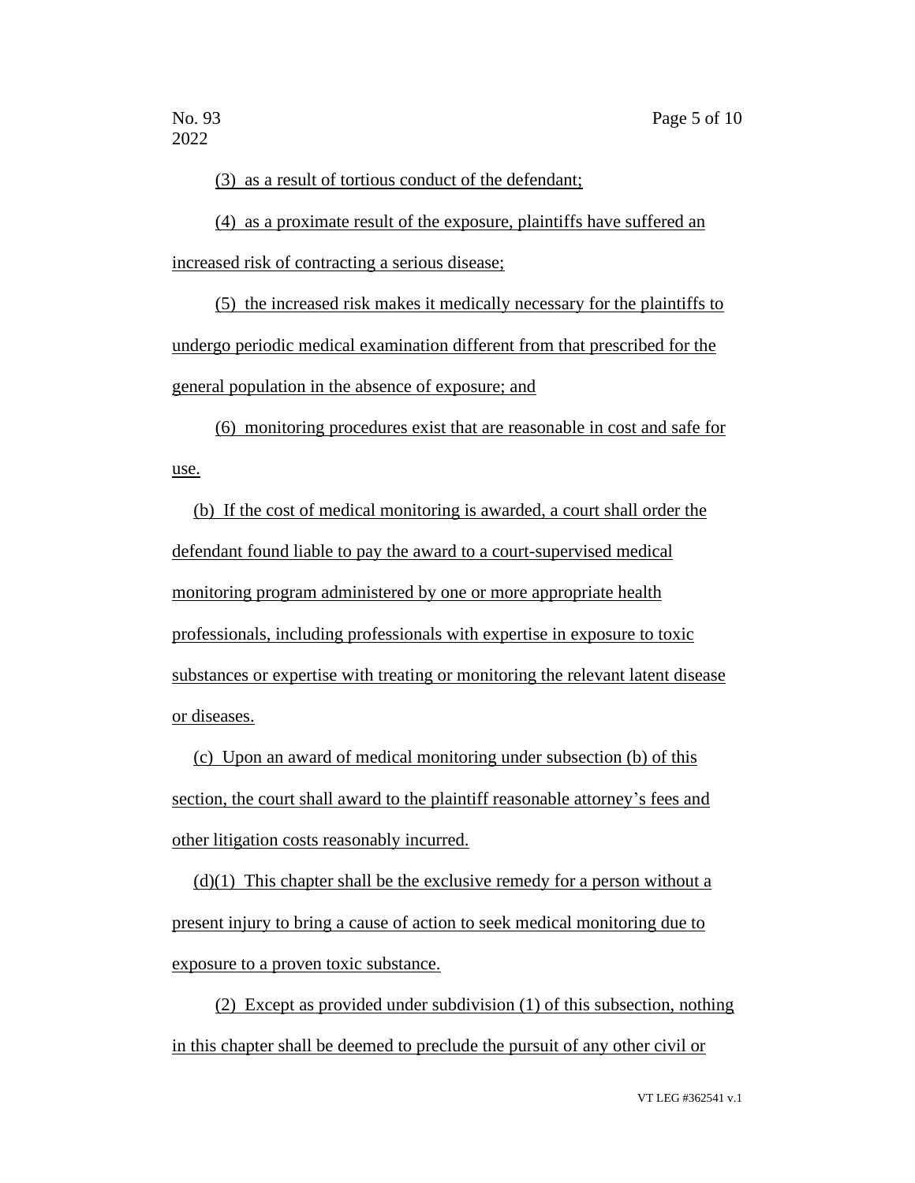(3) as a result of tortious conduct of the defendant;

(4) as a proximate result of the exposure, plaintiffs have suffered an increased risk of contracting a serious disease;

(5) the increased risk makes it medically necessary for the plaintiffs to undergo periodic medical examination different from that prescribed for the general population in the absence of exposure; and

(6) monitoring procedures exist that are reasonable in cost and safe for use.

(b) If the cost of medical monitoring is awarded, a court shall order the defendant found liable to pay the award to a court-supervised medical monitoring program administered by one or more appropriate health professionals, including professionals with expertise in exposure to toxic substances or expertise with treating or monitoring the relevant latent disease or diseases.

(c) Upon an award of medical monitoring under subsection (b) of this section, the court shall award to the plaintiff reasonable attorney's fees and other litigation costs reasonably incurred.

(d)(1) This chapter shall be the exclusive remedy for a person without a present injury to bring a cause of action to seek medical monitoring due to exposure to a proven toxic substance.

(2) Except as provided under subdivision (1) of this subsection, nothing in this chapter shall be deemed to preclude the pursuit of any other civil or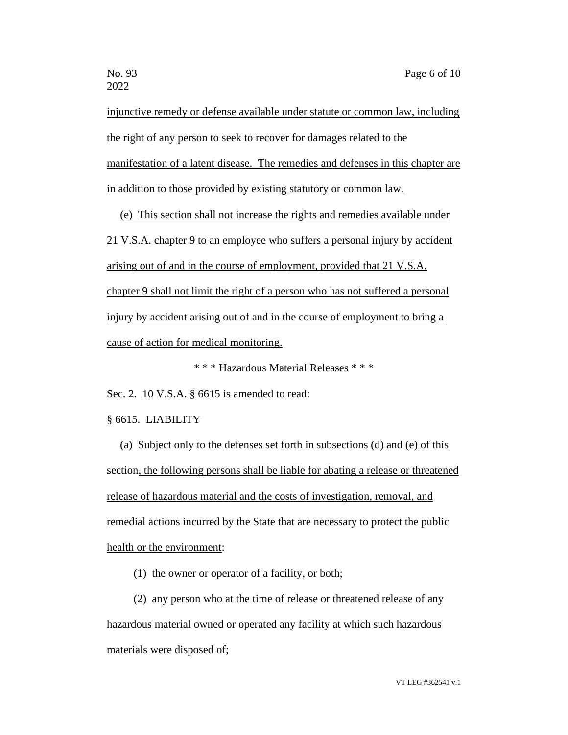injunctive remedy or defense available under statute or common law, including the right of any person to seek to recover for damages related to the manifestation of a latent disease. The remedies and defenses in this chapter are in addition to those provided by existing statutory or common law.

(e) This section shall not increase the rights and remedies available under 21 V.S.A. chapter 9 to an employee who suffers a personal injury by accident arising out of and in the course of employment, provided that 21 V.S.A. chapter 9 shall not limit the right of a person who has not suffered a personal injury by accident arising out of and in the course of employment to bring a cause of action for medical monitoring.

\* \* \* Hazardous Material Releases \* \* \*

Sec. 2. 10 V.S.A. § 6615 is amended to read:

§ 6615. LIABILITY

(a) Subject only to the defenses set forth in subsections (d) and (e) of this section, the following persons shall be liable for abating a release or threatened release of hazardous material and the costs of investigation, removal, and remedial actions incurred by the State that are necessary to protect the public health or the environment:

(1) the owner or operator of a facility, or both;

(2) any person who at the time of release or threatened release of any hazardous material owned or operated any facility at which such hazardous materials were disposed of;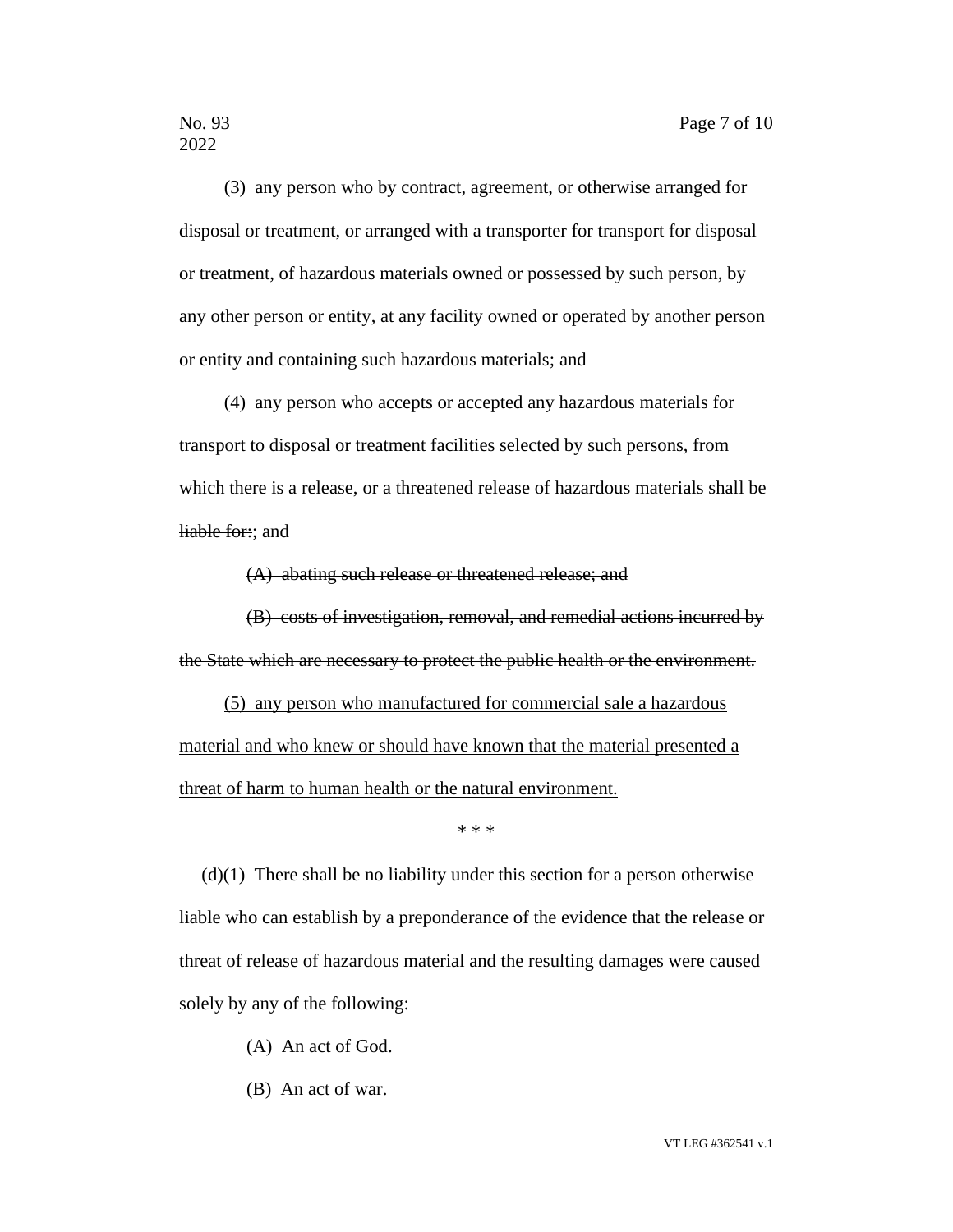(3) any person who by contract, agreement, or otherwise arranged for disposal or treatment, or arranged with a transporter for transport for disposal or treatment, of hazardous materials owned or possessed by such person, by any other person or entity, at any facility owned or operated by another person or entity and containing such hazardous materials; ~~and~~

(4) any person who accepts or accepted any hazardous materials for transport to disposal or treatment facilities selected by such persons, from which there is a release, or a threatened release of hazardous materials ~~shall be liable for:~~<u>; and</u>

~~(A) abating such release or threatened release; and~~

~~(B) costs of investigation, removal, and remedial actions incurred by the State which are necessary to protect the public health or the environment.~~

<u>(5) any person who manufactured for commercial sale a hazardous material and who knew or should have known that the material presented a threat of harm to human health or the natural environment.</u>

\* \* \*

(d)(1) There shall be no liability under this section for a person otherwise liable who can establish by a preponderance of the evidence that the release or threat of release of hazardous material and the resulting damages were caused solely by any of the following:

(A) An act of God.

(B) An act of war.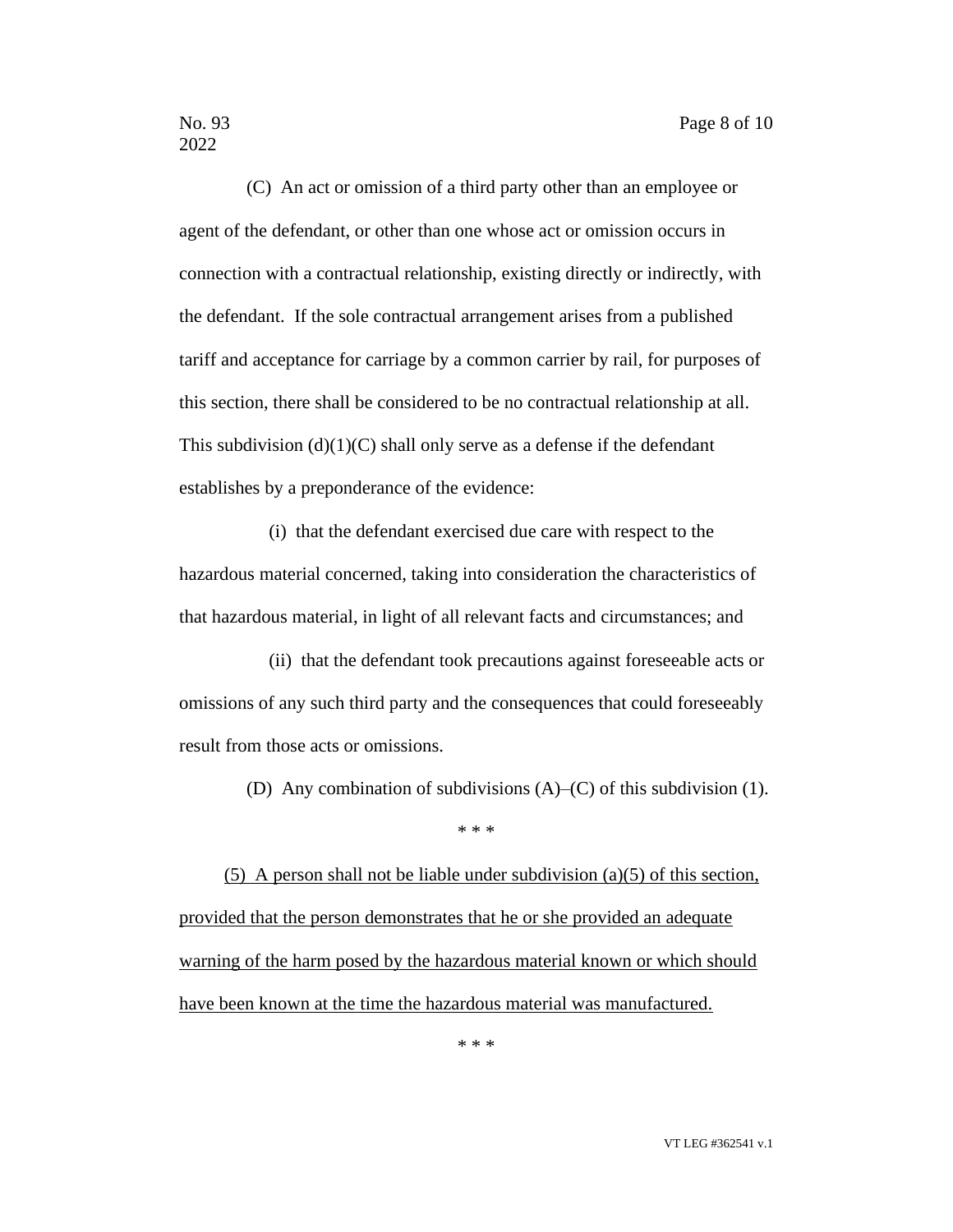(C) An act or omission of a third party other than an employee or agent of the defendant, or other than one whose act or omission occurs in connection with a contractual relationship, existing directly or indirectly, with the defendant. If the sole contractual arrangement arises from a published tariff and acceptance for carriage by a common carrier by rail, for purposes of this section, there shall be considered to be no contractual relationship at all. This subdivision (d)(1)(C) shall only serve as a defense if the defendant establishes by a preponderance of the evidence:

(i) that the defendant exercised due care with respect to the hazardous material concerned, taking into consideration the characteristics of that hazardous material, in light of all relevant facts and circumstances; and

(ii) that the defendant took precautions against foreseeable acts or omissions of any such third party and the consequences that could foreseeably result from those acts or omissions.

(D) Any combination of subdivisions (A)–(C) of this subdivision (1).

\* \* \*

<u>(5) A person shall not be liable under subdivision (a)(5) of this section, provided that the person demonstrates that he or she provided an adequate warning of the harm posed by the hazardous material known or which should have been known at the time the hazardous material was manufactured.</u>

\* \* \*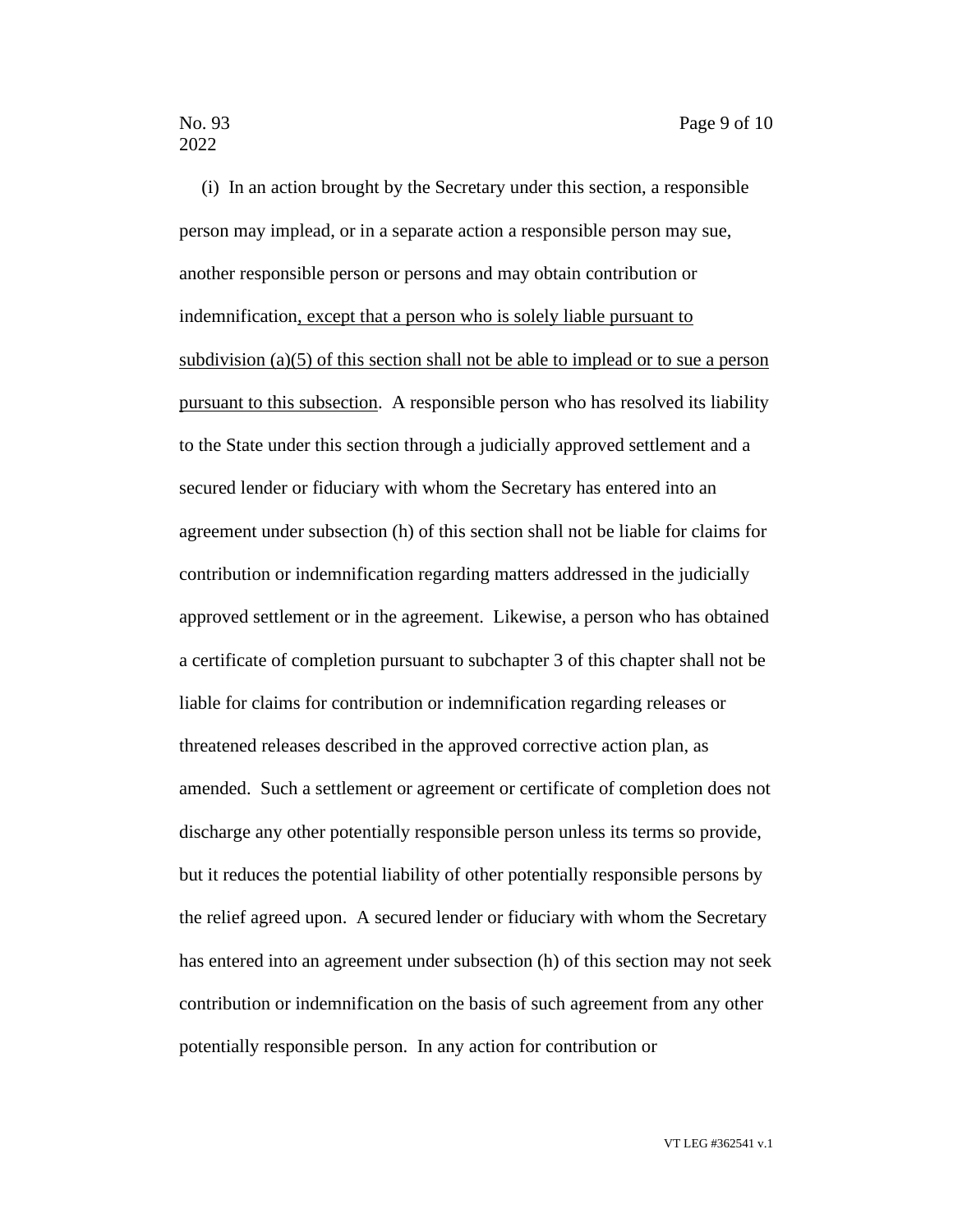(i) In an action brought by the Secretary under this section, a responsible person may implead, or in a separate action a responsible person may sue, another responsible person or persons and may obtain contribution or indemnification<u>, except that a person who is solely liable pursuant to subdivision (a)(5) of this section shall not be able to implead or to sue a person pursuant to this subsection</u>. A responsible person who has resolved its liability to the State under this section through a judicially approved settlement and a secured lender or fiduciary with whom the Secretary has entered into an agreement under subsection (h) of this section shall not be liable for claims for contribution or indemnification regarding matters addressed in the judicially approved settlement or in the agreement. Likewise, a person who has obtained a certificate of completion pursuant to subchapter 3 of this chapter shall not be liable for claims for contribution or indemnification regarding releases or threatened releases described in the approved corrective action plan, as amended. Such a settlement or agreement or certificate of completion does not discharge any other potentially responsible person unless its terms so provide, but it reduces the potential liability of other potentially responsible persons by the relief agreed upon. A secured lender or fiduciary with whom the Secretary has entered into an agreement under subsection (h) of this section may not seek contribution or indemnification on the basis of such agreement from any other potentially responsible person. In any action for contribution or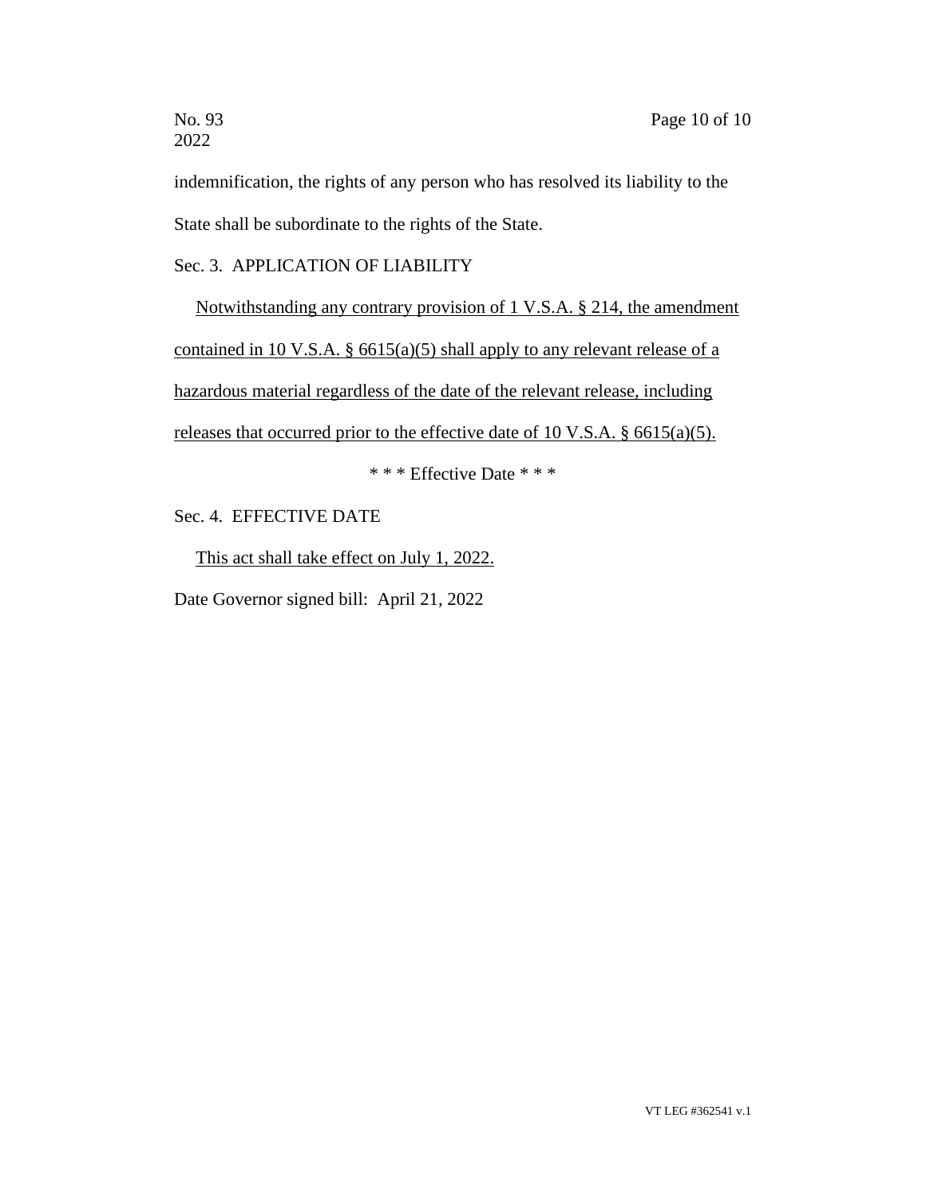indemnification, the rights of any person who has resolved its liability to the State shall be subordinate to the rights of the State.

Sec. 3. APPLICATION OF LIABILITY

Notwithstanding any contrary provision of 1 V.S.A. § 214, the amendment contained in 10 V.S.A. § 6615(a)(5) shall apply to any relevant release of a hazardous material regardless of the date of the relevant release, including releases that occurred prior to the effective date of 10 V.S.A. § 6615(a)(5).

\* \* \* Effective Date \* \* \*

Sec. 4. EFFECTIVE DATE

This act shall take effect on July 1, 2022.

Date Governor signed bill: April 21, 2022